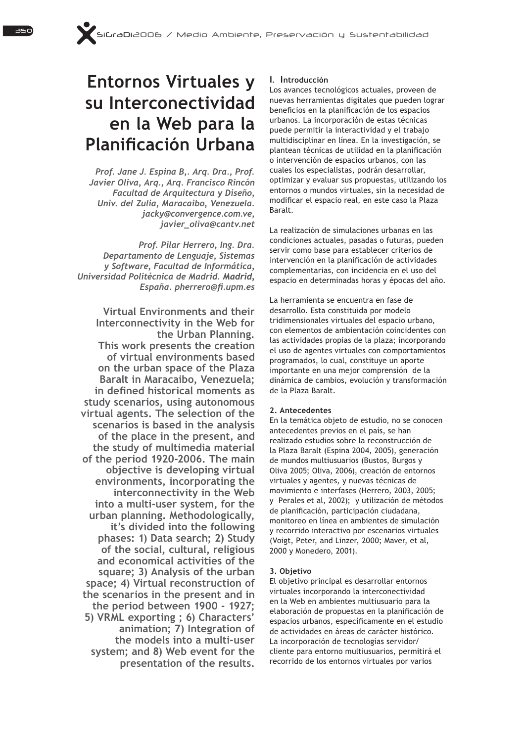# Entornos Virtuales y su Interconectividad en la Web para la Planificación Urbana

*Prof. Jane J. Espina B,. Arq. Dra., Prof. Javier Oliva, Arq., Arq. Francisco Rincón*
*Facultad de Arquitectura y Diseño, Univ. del Zulia, Maracaibo, Venezuela.*
*jacky@convergence.com.ve, javier_oliva@cantv.net*

*Prof. Pilar Herrero, Ing. Dra. Departamento de Lenguaje, Sistemas y Software, Facultad de Informática, Universidad Politécnica de Madrid. **Madrid**, España. pherrero@fi.upm.es*

**Virtual Environments and their Interconnectivity in the Web for the Urban Planning.**
**This work presents the creation of virtual environments based on the urban space of the Plaza Baralt in Maracaibo, Venezuela; in defined historical moments as study scenarios, using autonomous virtual agents. The selection of the scenarios is based in the analysis of the place in the present, and the study of multimedia material of the period 1920-2006. The main objective is developing virtual environments, incorporating the interconnectivity in the Web into a multi-user system, for the urban planning. Methodologically, it's divided into the following phases: 1) Data search; 2) Study of the social, cultural, religious and economical activities of the square; 3) Analysis of the urban space; 4) Virtual reconstruction of the scenarios in the present and in the period between 1900 - 1927; 5) VRML exporting ; 6) Characters' animation; 7) Integration of the models into a multi-user system; and 8) Web event for the presentation of the results.**

## I. Introducción

Los avances tecnológicos actuales, proveen de nuevas herramientas digitales que pueden lograr beneficios en la planificación de los espacios urbanos. La incorporación de estas técnicas puede permitir la interactividad y el trabajo multidisciplinar en línea. En la investigación, se plantean técnicas de utilidad en la planificación o intervención de espacios urbanos, con las cuales los especialistas, podrán desarrollar, optimizar y evaluar sus propuestas, utilizando los entornos o mundos virtuales, sin la necesidad de modificar el espacio real, en este caso la Plaza Baralt.

La realización de simulaciones urbanas en las condiciones actuales, pasadas o futuras, pueden servir como base para establecer criterios de intervención en la planificación de actividades complementarias, con incidencia en el uso del espacio en determinadas horas y épocas del año.

La herramienta se encuentra en fase de desarrollo. Esta constituida por modelo tridimensionales virtuales del espacio urbano, con elementos de ambientación coincidentes con las actividades propias de la plaza; incorporando el uso de agentes virtuales con comportamientos programados, lo cual, constituye un aporte importante en una mejor comprensión de la dinámica de cambios, evolución y transformación de la Plaza Baralt.

## 2. Antecedentes

En la temática objeto de estudio, no se conocen antecedentes previos en el país, se han realizado estudios sobre la reconstrucción de la Plaza Baralt (Espina 2004, 2005), generación de mundos multiusuarios (Bustos, Burgos y Oliva 2005; Oliva, 2006), creación de entornos virtuales y agentes, y nuevas técnicas de movimiento e interfases (Herrero, 2003, 2005; y Perales et al, 2002); y utilización de métodos de planificación, participación ciudadana, monitoreo en línea en ambientes de simulación y recorrido interactivo por escenarios virtuales (Voigt, Peter, and Linzer, 2000; Maver, et al, 2000 y Monedero, 2001).

## 3. Objetivo

El objetivo principal es desarrollar entornos virtuales incorporando la interconectividad en la Web en ambientes multiusuario para la elaboración de propuestas en la planificación de espacios urbanos, específicamente en el estudio de actividades en áreas de carácter histórico. La incorporación de tecnologías servidor/cliente para entorno multiusuarios, permitirá el recorrido de los entornos virtuales por varios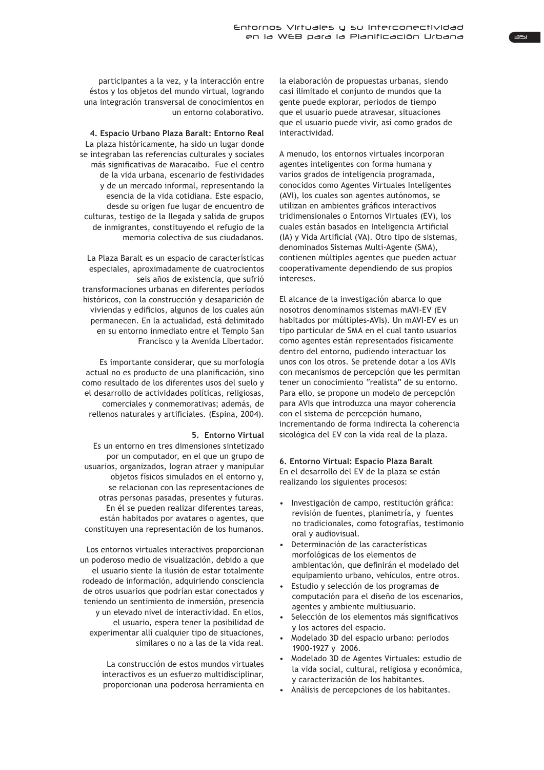participantes a la vez, y la interacción entre éstos y los objetos del mundo virtual, logrando una integración transversal de conocimientos en un entorno colaborativo.

**4. Espacio Urbano Plaza Baralt: Entorno Real**

La plaza históricamente, ha sido un lugar donde se integraban las referencias culturales y sociales más significativas de Maracaibo. Fue el centro de la vida urbana, escenario de festividades y de un mercado informal, representando la esencia de la vida cotidiana. Este espacio, desde su origen fue lugar de encuentro de culturas, testigo de la llegada y salida de grupos de inmigrantes, constituyendo el refugio de la memoria colectiva de sus ciudadanos.

La Plaza Baralt es un espacio de características especiales, aproximadamente de cuatrocientos seis años de existencia, que sufrió transformaciones urbanas en diferentes períodos históricos, con la construcción y desaparición de viviendas y edificios, algunos de los cuales aún permanecen. En la actualidad, está delimitado en su entorno inmediato entre el Templo San Francisco y la Avenida Libertador.

Es importante considerar, que su morfología actual no es producto de una planificación, sino como resultado de los diferentes usos del suelo y el desarrollo de actividades políticas, religiosas, comerciales y conmemorativas; además, de rellenos naturales y artificiales. (Espina, 2004).

**5. Entorno Virtual**

Es un entorno en tres dimensiones sintetizado por un computador, en el que un grupo de usuarios, organizados, logran atraer y manipular objetos físicos simulados en el entorno y, se relacionan con las representaciones de otras personas pasadas, presentes y futuras. En él se pueden realizar diferentes tareas, están habitados por avatares o agentes, que constituyen una representación de los humanos.

Los entornos virtuales interactivos proporcionan un poderoso medio de visualización, debido a que el usuario siente la ilusión de estar totalmente rodeado de información, adquiriendo consciencia de otros usuarios que podrían estar conectados y teniendo un sentimiento de inmersión, presencia y un elevado nivel de interactividad. En ellos, el usuario, espera tener la posibilidad de experimentar allí cualquier tipo de situaciones, similares o no a las de la vida real.

La construcción de estos mundos virtuales interactivos es un esfuerzo multidisciplinar, proporcionan una poderosa herramienta en la elaboración de propuestas urbanas, siendo casi ilimitado el conjunto de mundos que la gente puede explorar, periodos de tiempo que el usuario puede atravesar, situaciones que el usuario puede vivir, así como grados de interactividad.

A menudo, los entornos virtuales incorporan agentes inteligentes con forma humana y varios grados de inteligencia programada, conocidos como Agentes Virtuales Inteligentes (AVI), los cuales son agentes autónomos, se utilizan en ambientes gráficos interactivos tridimensionales o Entornos Virtuales (EV), los cuales están basados en Inteligencia Artificial (IA) y Vida Artificial (VA). Otro tipo de sistemas, denominados Sistemas Multi-Agente (SMA), contienen múltiples agentes que pueden actuar cooperativamente dependiendo de sus propios intereses.

El alcance de la investigación abarca lo que nosotros denominamos sistemas mAVI-EV (EV habitados por múltiples-AVIs). Un mAVI-EV es un tipo particular de SMA en el cual tanto usuarios como agentes están representados físicamente dentro del entorno, pudiendo interactuar los unos con los otros. Se pretende dotar a los AVIs con mecanismos de percepción que les permitan tener un conocimiento "realista" de su entorno. Para ello, se propone un modelo de percepción para AVIs que introduzca una mayor coherencia con el sistema de percepción humano, incrementando de forma indirecta la coherencia sicológica del EV con la vida real de la plaza.

**6. Entorno Virtual: Espacio Plaza Baralt**

En el desarrollo del EV de la plaza se están realizando los siguientes procesos:

- Investigación de campo, restitución gráfica: revisión de fuentes, planimetría, y fuentes no tradicionales, como fotografías, testimonio oral y audiovisual.
- Determinación de las características morfológicas de los elementos de ambientación, que definirán el modelado del equipamiento urbano, vehículos, entre otros.
- Estudio y selección de los programas de computación para el diseño de los escenarios, agentes y ambiente multiusuario.
- Selección de los elementos más significativos y los actores del espacio.
- Modelado 3D del espacio urbano: periodos 1900-1927 y 2006.
- Modelado 3D de Agentes Virtuales: estudio de la vida social, cultural, religiosa y económica, y caracterización de los habitantes.
- Análisis de percepciones de los habitantes.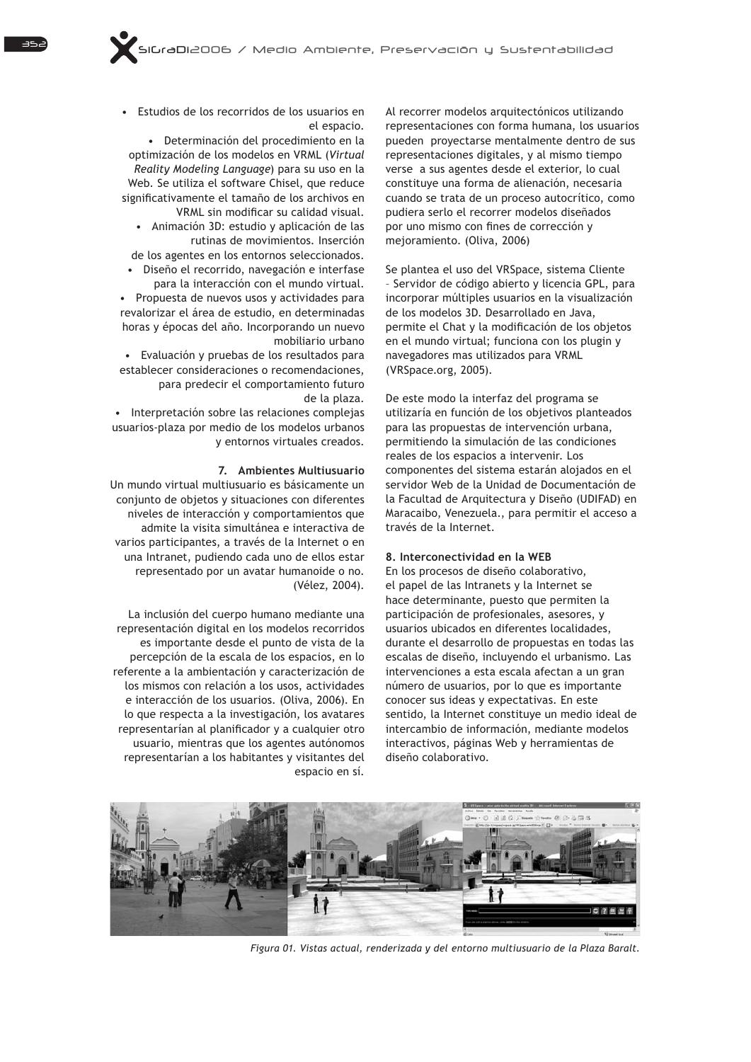- Estudios de los recorridos de los usuarios en el espacio.
- Determinación del procedimiento en la optimización de los modelos en VRML (*Virtual Reality Modeling Language*) para su uso en la Web. Se utiliza el software Chisel, que reduce significativamente el tamaño de los archivos en VRML sin modificar su calidad visual.
- Animación 3D: estudio y aplicación de las rutinas de movimientos. Inserción de los agentes en los entornos seleccionados.
- Diseño el recorrido, navegación e interfase para la interacción con el mundo virtual.
- Propuesta de nuevos usos y actividades para revalorizar el área de estudio, en determinadas horas y épocas del año. Incorporando un nuevo mobiliario urbano
- Evaluación y pruebas de los resultados para establecer consideraciones o recomendaciones, para predecir el comportamiento futuro de la plaza.
- Interpretación sobre las relaciones complejas usuarios-plaza por medio de los modelos urbanos y entornos virtuales creados.

## 7. Ambientes Multiusuario

Un mundo virtual multiusuario es básicamente un conjunto de objetos y situaciones con diferentes niveles de interacción y comportamientos que admite la visita simultánea e interactiva de varios participantes, a través de la Internet o en una Intranet, pudiendo cada uno de ellos estar representado por un avatar humanoide o no. (Vélez, 2004).

La inclusión del cuerpo humano mediante una representación digital en los modelos recorridos es importante desde el punto de vista de la percepción de la escala de los espacios, en lo referente a la ambientación y caracterización de los mismos con relación a los usos, actividades e interacción de los usuarios. (Oliva, 2006). En lo que respecta a la investigación, los avatares representarían al planificador y a cualquier otro usuario, mientras que los agentes autónomos representarían a los habitantes y visitantes del espacio en sí.

Al recorrer modelos arquitectónicos utilizando representaciones con forma humana, los usuarios pueden proyectarse mentalmente dentro de sus representaciones digitales, y al mismo tiempo verse a sus agentes desde el exterior, lo cual constituye una forma de alienación, necesaria cuando se trata de un proceso autocrítico, como pudiera serlo el recorrer modelos diseñados por uno mismo con fines de corrección y mejoramiento. (Oliva, 2006)

Se plantea el uso del VRSpace, sistema Cliente – Servidor de código abierto y licencia GPL, para incorporar múltiples usuarios en la visualización de los modelos 3D. Desarrollado en Java, permite el Chat y la modificación de los objetos en el mundo virtual; funciona con los plugin y navegadores mas utilizados para VRML (VRSpace.org, 2005).

De este modo la interfaz del programa se utilizaría en función de los objetivos planteados para las propuestas de intervención urbana, permitiendo la simulación de las condiciones reales de los espacios a intervenir. Los componentes del sistema estarán alojados en el servidor Web de la Unidad de Documentación de la Facultad de Arquitectura y Diseño (UDIFAD) en Maracaibo, Venezuela., para permitir el acceso a través de la Internet.

## 8. Interconectividad en la WEB

En los procesos de diseño colaborativo, el papel de las Intranets y la Internet se hace determinante, puesto que permiten la participación de profesionales, asesores, y usuarios ubicados en diferentes localidades, durante el desarrollo de propuestas en todas las escalas de diseño, incluyendo el urbanismo. Las intervenciones a esta escala afectan a un gran número de usuarios, por lo que es importante conocer sus ideas y expectativas. En este sentido, la Internet constituye un medio ideal de intercambio de información, mediante modelos interactivos, páginas Web y herramientas de diseño colaborativo.

*Figura 01. Vistas actual, renderizada y del entorno multiusuario de la Plaza Baralt.*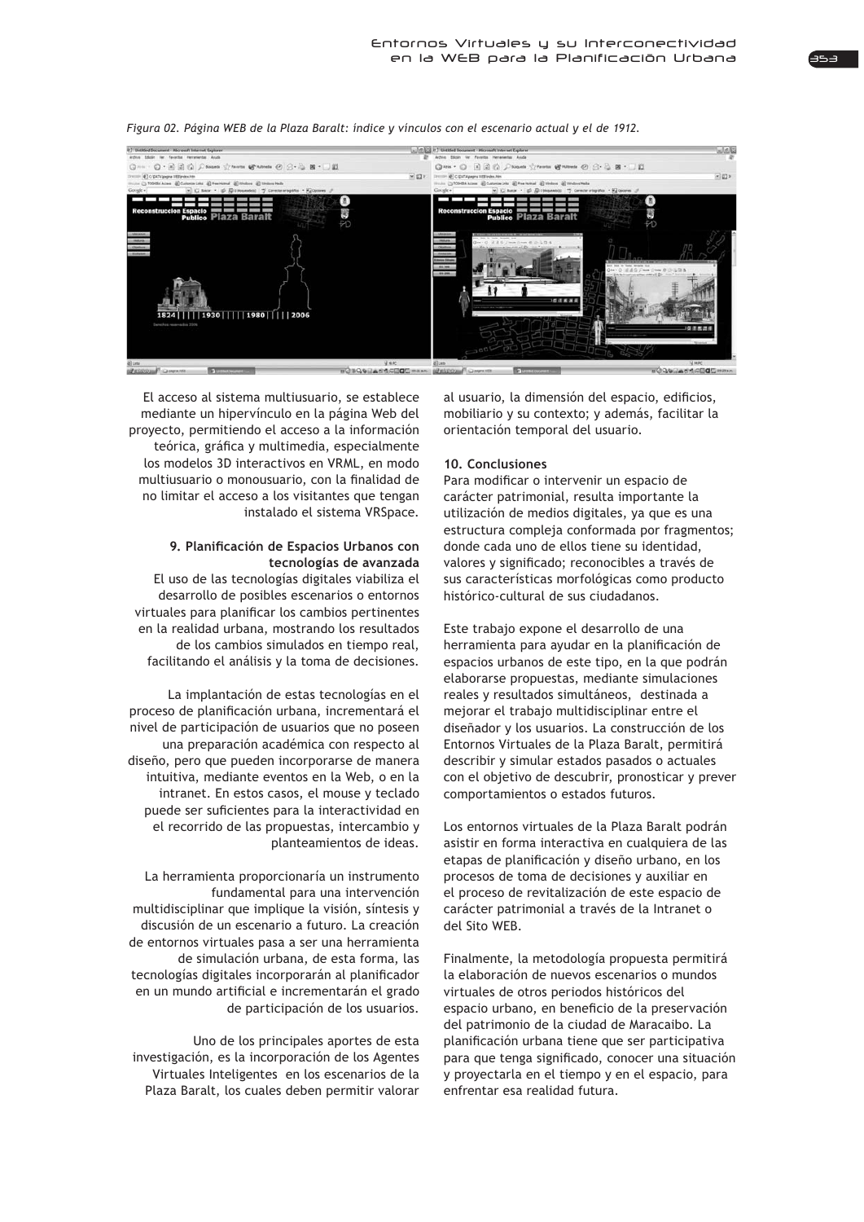*Figura 02. Página WEB de la Plaza Baralt: índice y vínculos con el escenario actual y el de 1912.*

El acceso al sistema multiusuario, se establece mediante un hipervínculo en la página Web del proyecto, permitiendo el acceso a la información teórica, gráfica y multimedia, especialmente los modelos 3D interactivos en VRML, en modo multiusuario o monousuario, con la finalidad de no limitar el acceso a los visitantes que tengan instalado el sistema VRSpace.

## 9. Planificación de Espacios Urbanos con tecnologías de avanzada

El uso de las tecnologías digitales viabiliza el desarrollo de posibles escenarios o entornos virtuales para planificar los cambios pertinentes en la realidad urbana, mostrando los resultados de los cambios simulados en tiempo real, facilitando el análisis y la toma de decisiones.

La implantación de estas tecnologías en el proceso de planificación urbana, incrementará el nivel de participación de usuarios que no posean una preparación académica con respecto al diseño, pero que pueden incorporarse de manera intuitiva, mediante eventos en la Web, o en la intranet. En estos casos, el mouse y teclado puede ser suficientes para la interactividad en el recorrido de las propuestas, intercambio y planteamientos de ideas.

La herramienta proporcionaría un instrumento fundamental para una intervención multidisciplinar que implique la visión, síntesis y discusión de un escenario a futuro. La creación de entornos virtuales pasa a ser una herramienta de simulación urbana, de esta forma, las tecnologías digitales incorporarán al planificador en un mundo artificial e incrementarán el grado de participación de los usuarios.

Uno de los principales aportes de esta investigación, es la incorporación de los Agentes Virtuales Inteligentes en los escenarios de la Plaza Baralt, los cuales deben permitir valorar al usuario, la dimensión del espacio, edificios, mobiliario y su contexto; y además, facilitar la orientación temporal del usuario.

## 10. Conclusiones

Para modificar o intervenir un espacio de carácter patrimonial, resulta importante la utilización de medios digitales, ya que es una estructura compleja conformada por fragmentos; donde cada uno de ellos tiene su identidad, valores y significado; reconocibles a través de sus características morfológicas como producto histórico-cultural de sus ciudadanos.

Este trabajo expone el desarrollo de una herramienta para ayudar en la planificación de espacios urbanos de este tipo, en la que podrán elaborarse propuestas, mediante simulaciones reales y resultados simultáneos, destinada a mejorar el trabajo multidisciplinar entre el diseñador y los usuarios. La construcción de los Entornos Virtuales de la Plaza Baralt, permitirá describir y simular estados pasados o actuales con el objetivo de descubrir, pronosticar y prever comportamientos o estados futuros.

Los entornos virtuales de la Plaza Baralt podrán asistir en forma interactiva en cualquiera de las etapas de planificación y diseño urbano, en los procesos de toma de decisiones y auxiliar en el proceso de revitalización de este espacio de carácter patrimonial a través de la Intranet o del Sito WEB.

Finalmente, la metodología propuesta permitirá la elaboración de nuevos escenarios o mundos virtuales de otros periodos históricos del espacio urbano, en beneficio de la preservación del patrimonio de la ciudad de Maracaibo. La planificación urbana tiene que ser participativa para que tenga significado, conocer una situación y proyectarla en el tiempo y en el espacio, para enfrentar esa realidad futura.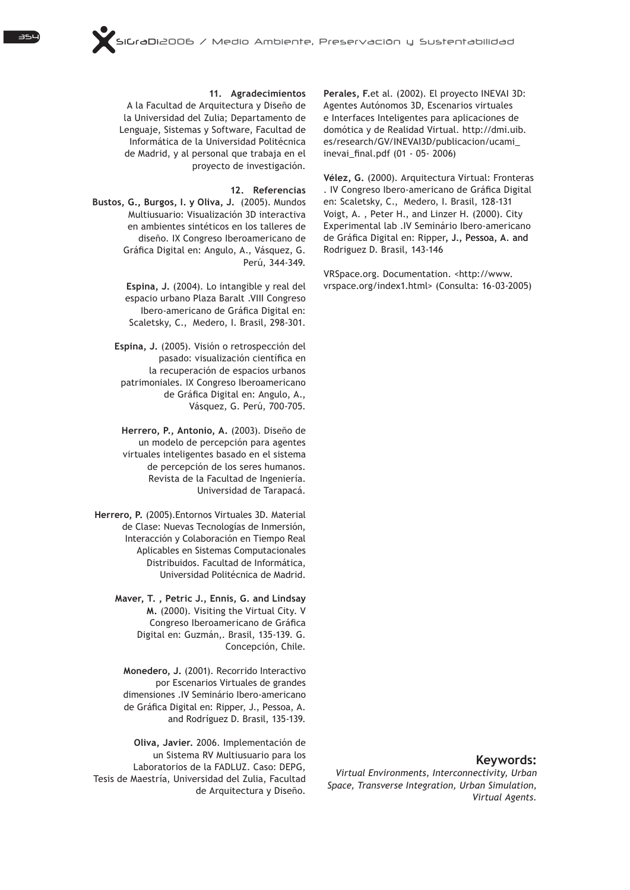## 11. Agradecimientos

A la Facultad de Arquitectura y Diseño de la Universidad del Zulia; Departamento de Lenguaje, Sistemas y Software, Facultad de Informática de la Universidad Politécnica de Madrid, y al personal que trabaja en el proyecto de investigación.

## 12. Referencias

**Bustos, G., Burgos, I. y Oliva, J.** (2005). Mundos Multiusuario: Visualización 3D interactiva en ambientes sintéticos en los talleres de diseño. IX Congreso Iberoamericano de Gráfica Digital en: Angulo, A., Vásquez, G. Perú, 344-349.

**Espina, J.** (2004). Lo intangible y real del espacio urbano Plaza Baralt .VIII Congreso Ibero-americano de Gráfica Digital en: Scaletsky, C., Medero, I. Brasil, 298-301.

**Espina, J.** (2005). Visión o retrospección del pasado: visualización científica en la recuperación de espacios urbanos patrimoniales. IX Congreso Iberoamericano de Gráfica Digital en: Angulo, A., Vásquez, G. Perú, 700-705.

**Herrero, P., Antonio, A.** (2003). Diseño de un modelo de percepción para agentes virtuales inteligentes basado en el sistema de percepción de los seres humanos. Revista de la Facultad de Ingeniería. Universidad de Tarapacá.

**Herrero, P.** (2005).Entornos Virtuales 3D. Material de Clase: Nuevas Tecnologías de Inmersión, Interacción y Colaboración en Tiempo Real Aplicables en Sistemas Computacionales Distribuidos. Facultad de Informática, Universidad Politécnica de Madrid.

**Maver, T. , Petric J., Ennis, G. and Lindsay M.** (2000). Visiting the Virtual City. V Congreso Iberoamericano de Gráfica Digital en: Guzmán,. Brasil, 135-139. G. Concepción, Chile.

**Monedero, J.** (2001). Recorrido Interactivo por Escenarios Virtuales de grandes dimensiones .IV Seminário Ibero-americano de Gráfica Digital en: Ripper, J., Pessoa, A. and Rodriguez D. Brasil, 135-139.

**Oliva, Javier.** 2006. Implementación de un Sistema RV Multiusuario para los Laboratorios de la FADLUZ. Caso: DEPG, Tesis de Maestría, Universidad del Zulia, Facultad de Arquitectura y Diseño.

**Perales, F.**et al. (2002). El proyecto INEVAI 3D: Agentes Autónomos 3D, Escenarios virtuales e Interfaces Inteligentes para aplicaciones de domótica y de Realidad Virtual. http://dmi.uib.es/research/GV/INEVAI3D/publicacion/ucami_inevai_final.pdf (01 - 05- 2006)

**Vélez, G.** (2000). Arquitectura Virtual: Fronteras . IV Congreso Ibero-americano de Gráfica Digital en: Scaletsky, C., Medero, I. Brasil, 128-131
Voigt, A. , Peter H., and Linzer H. (2000). City Experimental lab .IV Seminário Ibero-americano de Gráfica Digital en: Ripper, J., Pessoa, A. and Rodriguez D. Brasil, 143-146

VRSpace.org. Documentation. <http://www.vrspace.org/index1.html> (Consulta: 16-03-2005)

## Keywords:

*Virtual Environments, Interconnectivity, Urban Space, Transverse Integration, Urban Simulation, Virtual Agents.*